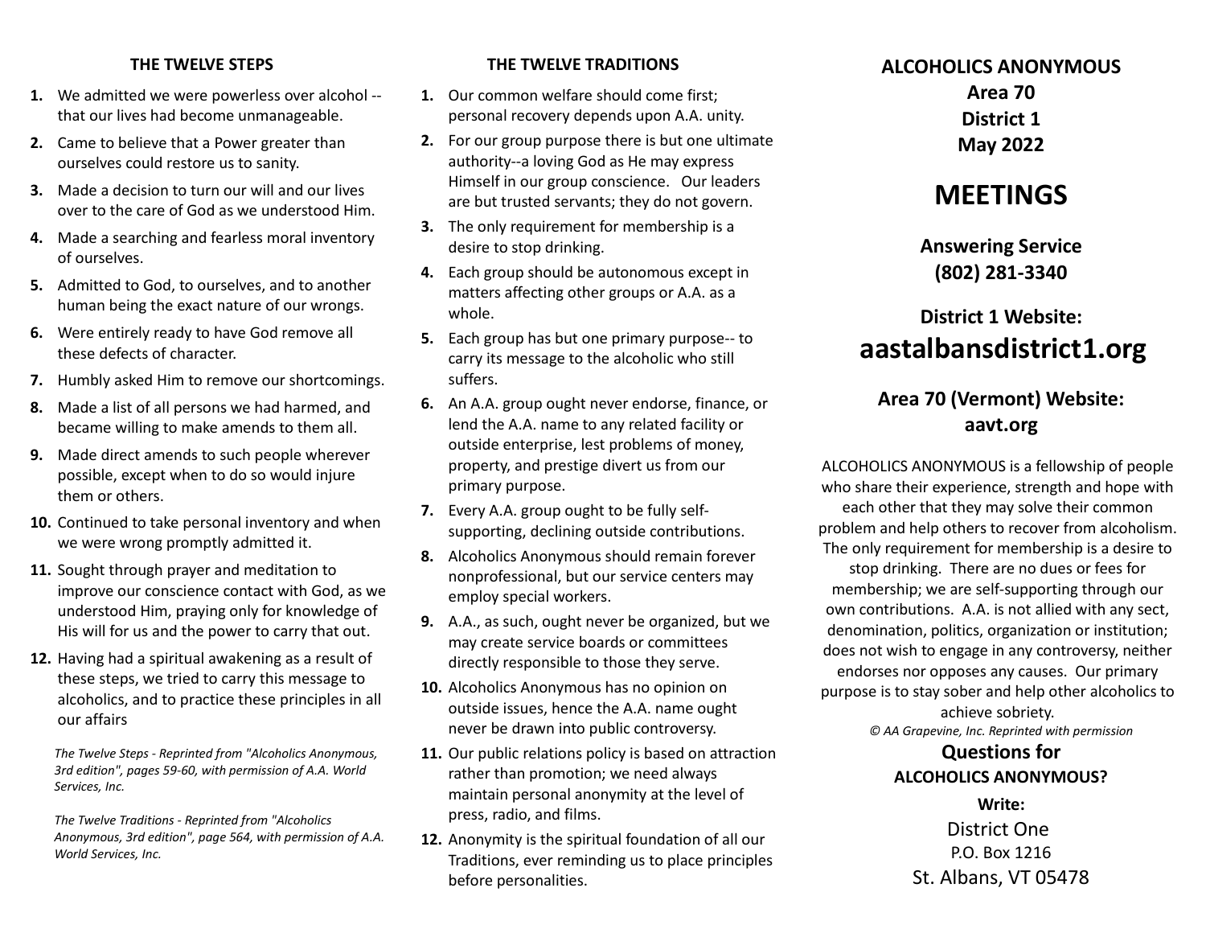## THE TWELVE STEPS

1. We admitted we were powerless over alcohol -- that our lives had become unmanageable.
2. Came to believe that a Power greater than ourselves could restore us to sanity.
3. Made a decision to turn our will and our lives over to the care of God as we understood Him.
4. Made a searching and fearless moral inventory of ourselves.
5. Admitted to God, to ourselves, and to another human being the exact nature of our wrongs.
6. Were entirely ready to have God remove all these defects of character.
7. Humbly asked Him to remove our shortcomings.
8. Made a list of all persons we had harmed, and became willing to make amends to them all.
9. Made direct amends to such people wherever possible, except when to do so would injure them or others.
10. Continued to take personal inventory and when we were wrong promptly admitted it.
11. Sought through prayer and meditation to improve our conscience contact with God, as we understood Him, praying only for knowledge of His will for us and the power to carry that out.
12. Having had a spiritual awakening as a result of these steps, we tried to carry this message to alcoholics, and to practice these principles in all our affairs

*The Twelve Steps - Reprinted from "Alcoholics Anonymous, 3rd edition", pages 59-60, with permission of A.A. World Services, Inc.*

*The Twelve Traditions - Reprinted from "Alcoholics Anonymous, 3rd edition", page 564, with permission of A.A. World Services, Inc.*

## THE TWELVE TRADITIONS

1. Our common welfare should come first; personal recovery depends upon A.A. unity.
2. For our group purpose there is but one ultimate authority--a loving God as He may express Himself in our group conscience. Our leaders are but trusted servants; they do not govern.
3. The only requirement for membership is a desire to stop drinking.
4. Each group should be autonomous except in matters affecting other groups or A.A. as a whole.
5. Each group has but one primary purpose-- to carry its message to the alcoholic who still suffers.
6. An A.A. group ought never endorse, finance, or lend the A.A. name to any related facility or outside enterprise, lest problems of money, property, and prestige divert us from our primary purpose.
7. Every A.A. group ought to be fully self-supporting, declining outside contributions.
8. Alcoholics Anonymous should remain forever nonprofessional, but our service centers may employ special workers.
9. A.A., as such, ought never be organized, but we may create service boards or committees directly responsible to those they serve.
10. Alcoholics Anonymous has no opinion on outside issues, hence the A.A. name ought never be drawn into public controversy.
11. Our public relations policy is based on attraction rather than promotion; we need always maintain personal anonymity at the level of press, radio, and films.
12. Anonymity is the spiritual foundation of all our Traditions, ever reminding us to place principles before personalities.

**ALCOHOLICS ANONYMOUS**
**Area 70**
**District 1**
**May 2022**

# MEETINGS

**Answering Service**
**(802) 281-3340**

**District 1 Website:**
**aastalbansdistrict1.org**

**Area 70 (Vermont) Website:**
**aavt.org**

ALCOHOLICS ANONYMOUS is a fellowship of people who share their experience, strength and hope with each other that they may solve their common problem and help others to recover from alcoholism. The only requirement for membership is a desire to stop drinking. There are no dues or fees for membership; we are self-supporting through our own contributions. A.A. is not allied with any sect, denomination, politics, organization or institution; does not wish to engage in any controversy, neither endorses nor opposes any causes. Our primary purpose is to stay sober and help other alcoholics to achieve sobriety.

*© AA Grapevine, Inc. Reprinted with permission*

**Questions for**
**ALCOHOLICS ANONYMOUS?**

**Write:**
District One
P.O. Box 1216
St. Albans, VT 05478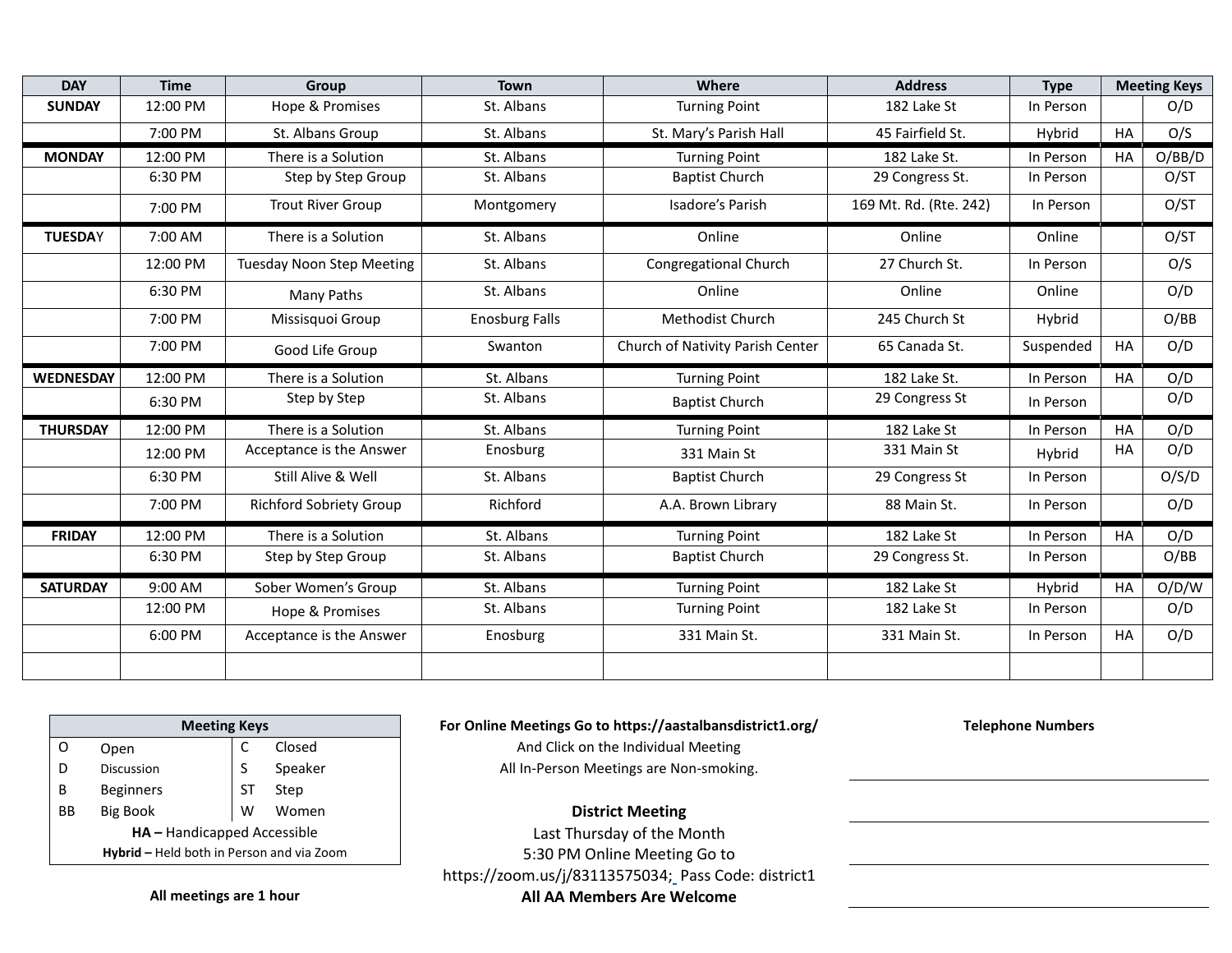| DAY | Time | Group | Town | Where | Address | Type | Meeting Keys | |
|---|---|---|---|---|---|---|---|---|
| **SUNDAY** | 12:00 PM | Hope & Promises | St. Albans | Turning Point | 182 Lake St | In Person | | O/D |
| | 7:00 PM | St. Albans Group | St. Albans | St. Mary's Parish Hall | 45 Fairfield St. | Hybrid | HA | O/S |
| **MONDAY** | 12:00 PM | There is a Solution | St. Albans | Turning Point | 182 Lake St. | In Person | HA | O/BB/D |
| | 6:30 PM | Step by Step Group | St. Albans | Baptist Church | 29 Congress St. | In Person | | O/ST |
| | 7:00 PM | Trout River Group | Montgomery | Isadore's Parish | 169 Mt. Rd. (Rte. 242) | In Person | | O/ST |
| **TUESDA**Y | 7:00 AM | There is a Solution | St. Albans | Online | Online | Online | | O/ST |
| | 12:00 PM | Tuesday Noon Step Meeting | St. Albans | Congregational Church | 27 Church St. | In Person | | O/S |
| | 6:30 PM | Many Paths | St. Albans | Online | Online | Online | | O/D |
| | 7:00 PM | Missisquoi Group | Enosburg Falls | Methodist Church | 245 Church St | Hybrid | | O/BB |
| | 7:00 PM | Good Life Group | Swanton | Church of Nativity Parish Center | 65 Canada St. | Suspended | HA | O/D |
| **WEDNESDAY** | 12:00 PM | There is a Solution | St. Albans | Turning Point | 182 Lake St. | In Person | HA | O/D |
| | 6:30 PM | Step by Step | St. Albans | Baptist Church | 29 Congress St | In Person | | O/D |
| **THURSDAY** | 12:00 PM | There is a Solution | St. Albans | Turning Point | 182 Lake St | In Person | HA | O/D |
| | 12:00 PM | Acceptance is the Answer | Enosburg | 331 Main St | 331 Main St | Hybrid | HA | O/D |
| | 6:30 PM | Still Alive & Well | St. Albans | Baptist Church | 29 Congress St | In Person | | O/S/D |
| | 7:00 PM | Richford Sobriety Group | Richford | A.A. Brown Library | 88 Main St. | In Person | | O/D |
| **FRIDAY** | 12:00 PM | There is a Solution | St. Albans | Turning Point | 182 Lake St | In Person | HA | O/D |
| | 6:30 PM | Step by Step Group | St. Albans | Baptist Church | 29 Congress St. | In Person | | O/BB |
| **SATURDAY** | 9:00 AM | Sober Women's Group | St. Albans | Turning Point | 182 Lake St | Hybrid | HA | O/D/W |
| | 12:00 PM | Hope & Promises | St. Albans | Turning Point | 182 Lake St | In Person | | O/D |
| | 6:00 PM | Acceptance is the Answer | Enosburg | 331 Main St. | 331 Main St. | In Person | HA | O/D |
| | | | | | | | | |

| Meeting Keys | | | |
|---|---|---|---|
| O | Open | C | Closed |
| D | Discussion | S | Speaker |
| B | Beginners | ST | Step |
| BB | Big Book | W | Women |

**HA –** Handicapped Accessible

**Hybrid –** Held both in Person and via Zoom

**All meetings are 1 hour**

**For Online Meetings Go to https://aastalbansdistrict1.org/**
And Click on the Individual Meeting
All In-Person Meetings are Non-smoking.

**District Meeting**
Last Thursday of the Month
5:30 PM Online Meeting Go to
https://zoom.us/j/83113575034; Pass Code: district1
**All AA Members Are Welcome**

**Telephone Numbers**